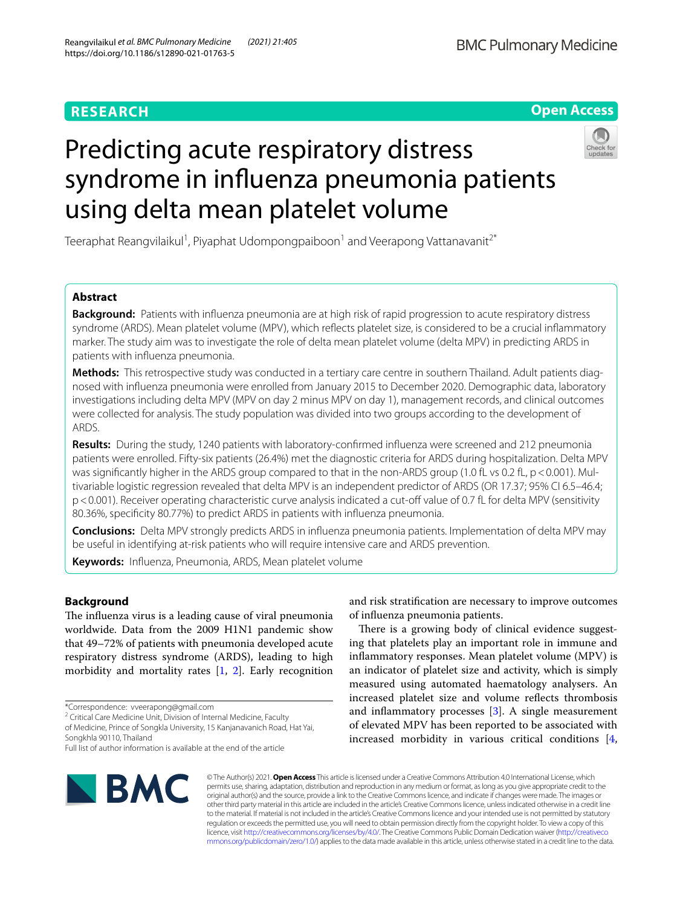**RESEARCH** **Open Access**

# Predicting acute respiratory distress syndrome in influenza pneumonia patients using delta mean platelet volume

Teeraphat Reangvilaikul[1], Piyaphat Udompongpaiboon[1] and Veerapong Vattanavanit[2*]

## Abstract

**Background:** Patients with influenza pneumonia are at high risk of rapid progression to acute respiratory distress syndrome (ARDS). Mean platelet volume (MPV), which reflects platelet size, is considered to be a crucial inflammatory marker. The study aim was to investigate the role of delta mean platelet volume (delta MPV) in predicting ARDS in patients with influenza pneumonia.

**Methods:** This retrospective study was conducted in a tertiary care centre in southern Thailand. Adult patients diagnosed with influenza pneumonia were enrolled from January 2015 to December 2020. Demographic data, laboratory investigations including delta MPV (MPV on day 2 minus MPV on day 1), management records, and clinical outcomes were collected for analysis. The study population was divided into two groups according to the development of ARDS.

**Results:** During the study, 1240 patients with laboratory-confirmed influenza were screened and 212 pneumonia patients were enrolled. Fifty-six patients (26.4%) met the diagnostic criteria for ARDS during hospitalization. Delta MPV was significantly higher in the ARDS group compared to that in the non-ARDS group (1.0 fL vs 0.2 fL, $p < 0.001$). Multivariable logistic regression revealed that delta MPV is an independent predictor of ARDS (OR 17.37; 95% CI 6.5–46.4; $p < 0.001$). Receiver operating characteristic curve analysis indicated a cut-off value of 0.7 fL for delta MPV (sensitivity 80.36%, specificity 80.77%) to predict ARDS in patients with influenza pneumonia.

**Conclusions:** Delta MPV strongly predicts ARDS in influenza pneumonia patients. Implementation of delta MPV may be useful in identifying at-risk patients who will require intensive care and ARDS prevention.

**Keywords:** Influenza, Pneumonia, ARDS, Mean platelet volume

## Background

The influenza virus is a leading cause of viral pneumonia worldwide. Data from the 2009 H1N1 pandemic show that 49–72% of patients with pneumonia developed acute respiratory distress syndrome (ARDS), leading to high morbidity and mortality rates [1, 2]. Early recognition and risk stratification are necessary to improve outcomes of influenza pneumonia patients.

There is a growing body of clinical evidence suggesting that platelets play an important role in immune and inflammatory responses. Mean platelet volume (MPV) is an indicator of platelet size and activity, which is simply measured using automated haematology analysers. An increased platelet size and volume reflects thrombosis and inflammatory processes [3]. A single measurement of elevated MPV has been reported to be associated with increased morbidity in various critical conditions [4,

*Correspondence: vveerapong@gmail.com
[2] Critical Care Medicine Unit, Division of Internal Medicine, Faculty of Medicine, Prince of Songkla University, 15 Kanjanavanich Road, Hat Yai, Songkhla 90110, Thailand
Full list of author information is available at the end of the article

© The Author(s) 2021. **Open Access** This article is licensed under a Creative Commons Attribution 4.0 International License, which permits use, sharing, adaptation, distribution and reproduction in any medium or format, as long as you give appropriate credit to the original author(s) and the source, provide a link to the Creative Commons licence, and indicate if changes were made. The images or other third party material in this article are included in the article's Creative Commons licence, unless indicated otherwise in a credit line to the material. If material is not included in the article's Creative Commons licence and your intended use is not permitted by statutory regulation or exceeds the permitted use, you will need to obtain permission directly from the copyright holder. To view a copy of this licence, visit http://creativecommons.org/licenses/by/4.0/. The Creative Commons Public Domain Dedication waiver (http://creativecommons.org/publicdomain/zero/1.0/) applies to the data made available in this article, unless otherwise stated in a credit line to the data.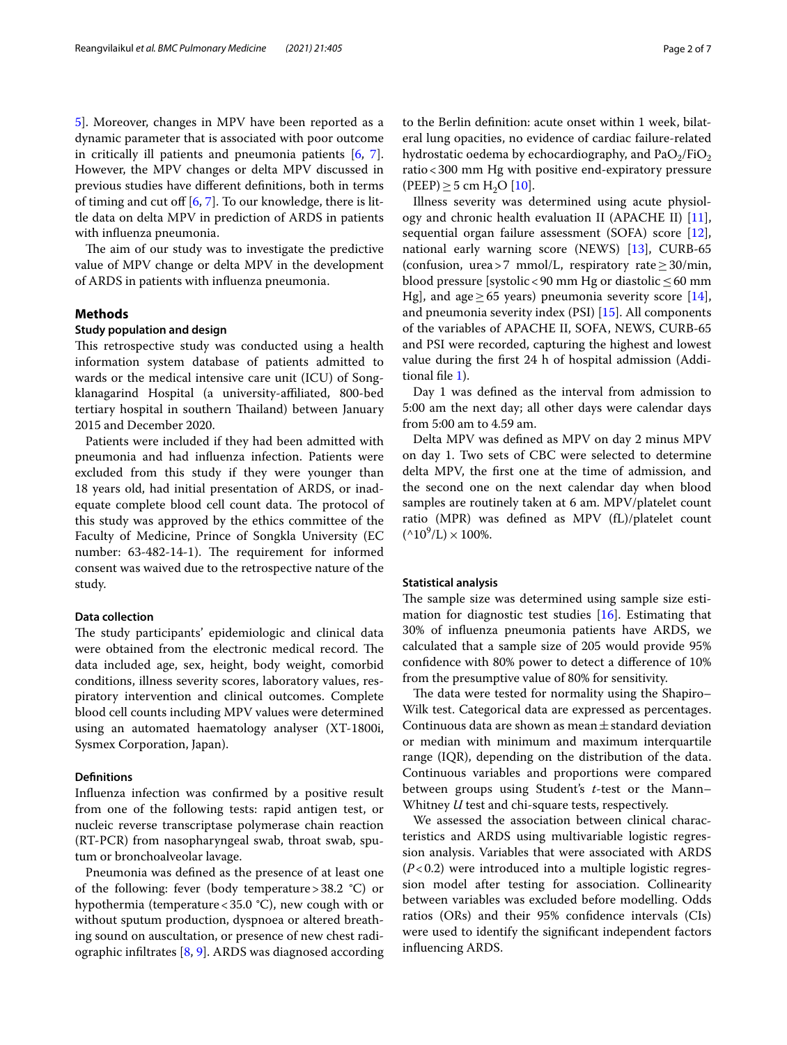5]. Moreover, changes in MPV have been reported as a dynamic parameter that is associated with poor outcome in critically ill patients and pneumonia patients [6, 7]. However, the MPV changes or delta MPV discussed in previous studies have different definitions, both in terms of timing and cut off [6, 7]. To our knowledge, there is little data on delta MPV in prediction of ARDS in patients with influenza pneumonia.

The aim of our study was to investigate the predictive value of MPV change or delta MPV in the development of ARDS in patients with influenza pneumonia.

## Methods

### Study population and design

This retrospective study was conducted using a health information system database of patients admitted to wards or the medical intensive care unit (ICU) of Songklanagarind Hospital (a university-affiliated, 800-bed tertiary hospital in southern Thailand) between January 2015 and December 2020.

Patients were included if they had been admitted with pneumonia and had influenza infection. Patients were excluded from this study if they were younger than 18 years old, had initial presentation of ARDS, or inadequate complete blood cell count data. The protocol of this study was approved by the ethics committee of the Faculty of Medicine, Prince of Songkla University (EC number: 63-482-14-1). The requirement for informed consent was waived due to the retrospective nature of the study.

### Data collection

The study participants' epidemiologic and clinical data were obtained from the electronic medical record. The data included age, sex, height, body weight, comorbid conditions, illness severity scores, laboratory values, respiratory intervention and clinical outcomes. Complete blood cell counts including MPV values were determined using an automated haematology analyser (XT-1800i, Sysmex Corporation, Japan).

### Definitions

Influenza infection was confirmed by a positive result from one of the following tests: rapid antigen test, or nucleic acid reverse transcriptase polymerase chain reaction (RT-PCR) from nasopharyngeal swab, throat swab, sputum or bronchoalveolar lavage.

Pneumonia was defined as the presence of at least one of the following: fever (body temperature > 38.2 °C) or hypothermia (temperature < 35.0 °C), new cough with or without sputum production, dyspnoea or altered breathing sound on auscultation, or presence of new chest radiographic infiltrates [8, 9]. ARDS was diagnosed according to the Berlin definition: acute onset within 1 week, bilateral lung opacities, no evidence of cardiac failure-related hydrostatic oedema by echocardiography, and $PaO_2/FiO_2$ ratio < 300 mm Hg with positive end-expiratory pressure (PEEP) ≥ 5 cm $H_2O$ [10].

Illness severity was determined using acute physiology and chronic health evaluation II (APACHE II) [11], sequential organ failure assessment (SOFA) score [12], national early warning score (NEWS) [13], CURB-65 (confusion, urea > 7 mmol/L, respiratory rate ≥ 30/min, blood pressure [systolic < 90 mm Hg or diastolic ≤ 60 mm Hg], and age ≥ 65 years) pneumonia severity score [14], and pneumonia severity index (PSI) [15]. All components of the variables of APACHE II, SOFA, NEWS, CURB-65 and PSI were recorded, capturing the highest and lowest value during the first 24 h of hospital admission (Additional file 1).

Day 1 was defined as the interval from admission to 5:00 am the next day; all other days were calendar days from 5:00 am to 4.59 am.

Delta MPV was defined as MPV on day 2 minus MPV on day 1. Two sets of CBC were selected to determine delta MPV, the first one at the time of admission, and the second one on the next calendar day when blood samples are routinely taken at 6 am. MPV/platelet count ratio (MPR) was defined as MPV (fL)/platelet count $(^\wedge 10^9/L) \times 100\%$.

### Statistical analysis

The sample size was determined using sample size estimation for diagnostic test studies [16]. Estimating that 30% of influenza pneumonia patients have ARDS, we calculated that a sample size of 205 would provide 95% confidence with 80% power to detect a difference of 10% from the presumptive value of 80% for sensitivity.

The data were tested for normality using the Shapiro–Wilk test. Categorical data are expressed as percentages. Continuous data are shown as mean ± standard deviation or median with minimum and maximum interquartile range (IQR), depending on the distribution of the data. Continuous variables and proportions were compared between groups using Student's *t*-test or the Mann–Whitney *U* test and chi-square tests, respectively.

We assessed the association between clinical characteristics and ARDS using multivariable logistic regression analysis. Variables that were associated with ARDS ($P < 0.2$) were introduced into a multiple logistic regression model after testing for association. Collinearity between variables was excluded before modelling. Odds ratios (ORs) and their 95% confidence intervals (CIs) were used to identify the significant independent factors influencing ARDS.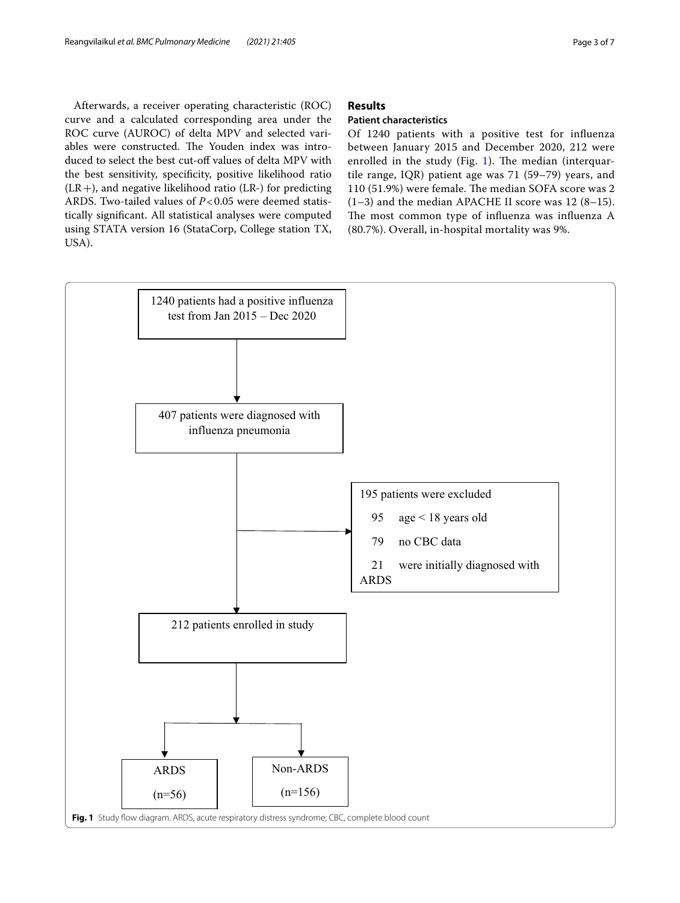Afterwards, a receiver operating characteristic (ROC) curve and a calculated corresponding area under the ROC curve (AUROC) of delta MPV and selected variables were constructed. The Youden index was introduced to select the best cut-off values of delta MPV with the best sensitivity, specificity, positive likelihood ratio (LR+), and negative likelihood ratio (LR-) for predicting ARDS. Two-tailed values of $P < 0.05$ were deemed statistically significant. All statistical analyses were computed using STATA version 16 (StataCorp, College station TX, USA).

## Results

### Patient characteristics

Of 1240 patients with a positive test for influenza between January 2015 and December 2020, 212 were enrolled in the study (Fig. 1). The median (interquartile range, IQR) patient age was 71 (59–79) years, and 110 (51.9%) were female. The median SOFA score was 2 (1–3) and the median APACHE II score was 12 (8–15). The most common type of influenza was influenza A (80.7%). Overall, in-hospital mortality was 9%.

1240 patients had a positive influenza test from Jan 2015 – Dec 2020

↓

407 patients were diagnosed with influenza pneumonia

→ 195 patients were excluded
- 95 age < 18 years old
- 79 no CBC data
- 21 were initially diagnosed with ARDS

↓

212 patients enrolled in study

↓

ARDS (n=56) | Non-ARDS (n=156)

**Fig. 1** Study flow diagram. ARDS, acute respiratory distress syndrome; CBC, complete blood count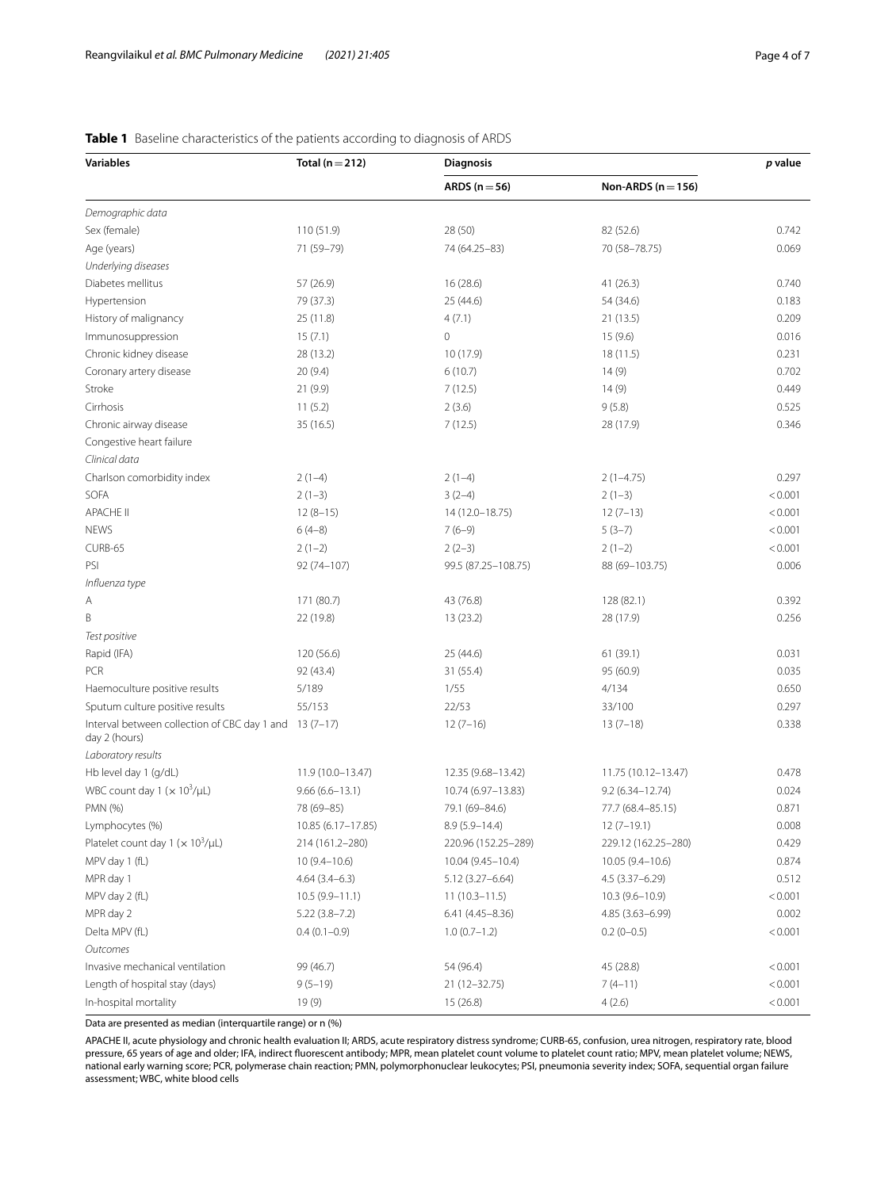**Table 1** Baseline characteristics of the patients according to diagnosis of ARDS

| Variables | Total (n = 212) | Diagnosis | | *p* value |
|---|---|---|---|---|
| | | ARDS (n = 56) | Non-ARDS (n = 156) | |
| *Demographic data* | | | | |
| Sex (female) | 110 (51.9) | 28 (50) | 82 (52.6) | 0.742 |
| Age (years) | 71 (59–79) | 74 (64.25–83) | 70 (58–78.75) | 0.069 |
| *Underlying diseases* | | | | |
| Diabetes mellitus | 57 (26.9) | 16 (28.6) | 41 (26.3) | 0.740 |
| Hypertension | 79 (37.3) | 25 (44.6) | 54 (34.6) | 0.183 |
| History of malignancy | 25 (11.8) | 4 (7.1) | 21 (13.5) | 0.209 |
| Immunosuppression | 15 (7.1) | 0 | 15 (9.6) | 0.016 |
| Chronic kidney disease | 28 (13.2) | 10 (17.9) | 18 (11.5) | 0.231 |
| Coronary artery disease | 20 (9.4) | 6 (10.7) | 14 (9) | 0.702 |
| Stroke | 21 (9.9) | 7 (12.5) | 14 (9) | 0.449 |
| Cirrhosis | 11 (5.2) | 2 (3.6) | 9 (5.8) | 0.525 |
| Chronic airway disease | 35 (16.5) | 7 (12.5) | 28 (17.9) | 0.346 |
| Congestive heart failure | | | | |
| *Clinical data* | | | | |
| Charlson comorbidity index | 2 (1–4) | 2 (1–4) | 2 (1–4.75) | 0.297 |
| SOFA | 2 (1–3) | 3 (2–4) | 2 (1–3) | < 0.001 |
| APACHE II | 12 (8–15) | 14 (12.0–18.75) | 12 (7–13) | < 0.001 |
| NEWS | 6 (4–8) | 7 (6–9) | 5 (3–7) | < 0.001 |
| CURB-65 | 2 (1–2) | 2 (2–3) | 2 (1–2) | < 0.001 |
| PSI | 92 (74–107) | 99.5 (87.25–108.75) | 88 (69–103.75) | 0.006 |
| *Influenza type* | | | | |
| A | 171 (80.7) | 43 (76.8) | 128 (82.1) | 0.392 |
| B | 22 (19.8) | 13 (23.2) | 28 (17.9) | 0.256 |
| *Test positive* | | | | |
| Rapid (IFA) | 120 (56.6) | 25 (44.6) | 61 (39.1) | 0.031 |
| PCR | 92 (43.4) | 31 (55.4) | 95 (60.9) | 0.035 |
| Haemoculture positive results | 5/189 | 1/55 | 4/134 | 0.650 |
| Sputum culture positive results | 55/153 | 22/53 | 33/100 | 0.297 |
| Interval between collection of CBC day 1 and day 2 (hours) | 13 (7–17) | 12 (7–16) | 13 (7–18) | 0.338 |
| *Laboratory results* | | | | |
| Hb level day 1 (g/dL) | 11.9 (10.0–13.47) | 12.35 (9.68–13.42) | 11.75 (10.12–13.47) | 0.478 |
| WBC count day 1 ($\times 10^3$/μL) | 9.66 (6.6–13.1) | 10.74 (6.97–13.83) | 9.2 (6.34–12.74) | 0.024 |
| PMN (%) | 78 (69–85) | 79.1 (69–84.6) | 77.7 (68.4–85.15) | 0.871 |
| Lymphocytes (%) | 10.85 (6.17–17.85) | 8.9 (5.9–14.4) | 12 (7–19.1) | 0.008 |
| Platelet count day 1 ($\times 10^3$/μL) | 214 (161.2–280) | 220.96 (152.25–289) | 229.12 (162.25–280) | 0.429 |
| MPV day 1 (fL) | 10 (9.4–10.6) | 10.04 (9.45–10.4) | 10.05 (9.4–10.6) | 0.874 |
| MPR day 1 | 4.64 (3.4–6.3) | 5.12 (3.27–6.64) | 4.5 (3.37–6.29) | 0.512 |
| MPV day 2 (fL) | 10.5 (9.9–11.1) | 11 (10.3–11.5) | 10.3 (9.6–10.9) | < 0.001 |
| MPR day 2 | 5.22 (3.8–7.2) | 6.41 (4.45–8.36) | 4.85 (3.63–6.99) | 0.002 |
| Delta MPV (fL) | 0.4 (0.1–0.9) | 1.0 (0.7–1.2) | 0.2 (0–0.5) | < 0.001 |
| *Outcomes* | | | | |
| Invasive mechanical ventilation | 99 (46.7) | 54 (96.4) | 45 (28.8) | < 0.001 |
| Length of hospital stay (days) | 9 (5–19) | 21 (12–32.75) | 7 (4–11) | < 0.001 |
| In-hospital mortality | 19 (9) | 15 (26.8) | 4 (2.6) | < 0.001 |

Data are presented as median (interquartile range) or n (%)

APACHE II, acute physiology and chronic health evaluation II; ARDS, acute respiratory distress syndrome; CURB-65, confusion, urea nitrogen, respiratory rate, blood pressure, 65 years of age and older; IFA, indirect fluorescent antibody; MPR, mean platelet count volume to platelet count ratio; MPV, mean platelet volume; NEWS, national early warning score; PCR, polymerase chain reaction; PMN, polymorphonuclear leukocytes; PSI, pneumonia severity index; SOFA, sequential organ failure assessment; WBC, white blood cells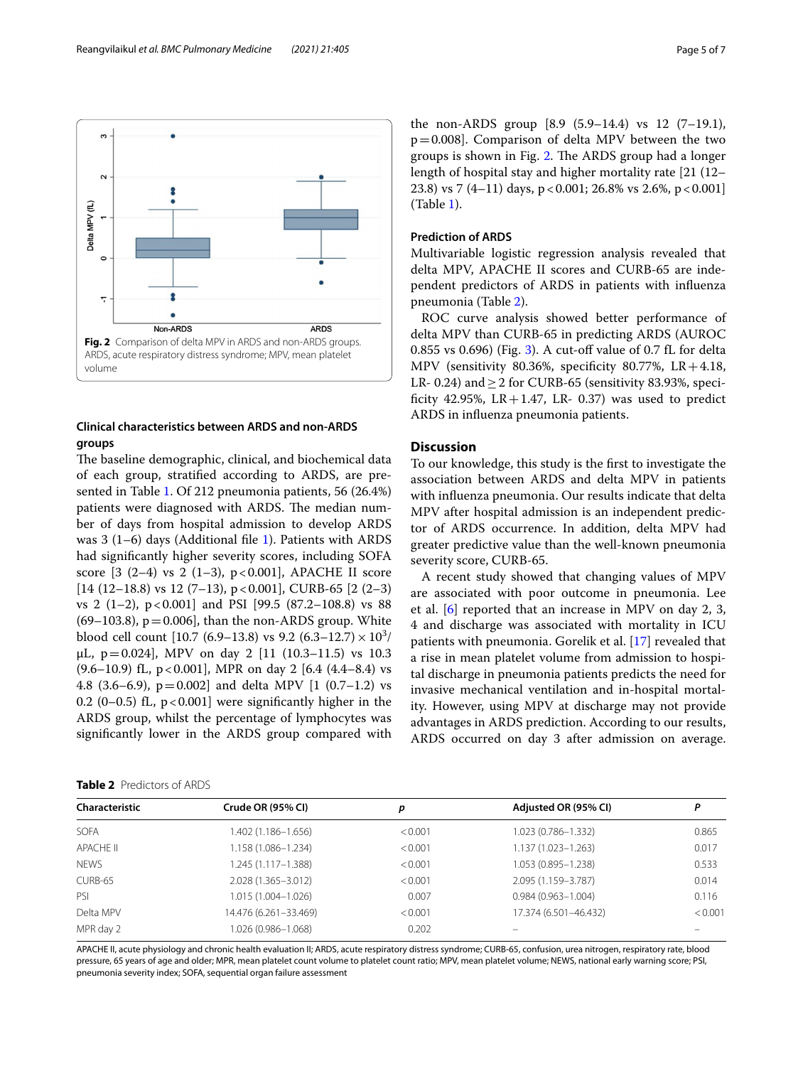Fig. 2 Comparison of delta MPV in ARDS and non-ARDS groups. ARDS, acute respiratory distress syndrome; MPV, mean platelet volume

### Clinical characteristics between ARDS and non-ARDS groups

The baseline demographic, clinical, and biochemical data of each group, stratified according to ARDS, are presented in Table 1. Of 212 pneumonia patients, 56 (26.4%) patients were diagnosed with ARDS. The median number of days from hospital admission to develop ARDS was 3 (1–6) days (Additional file 1). Patients with ARDS had significantly higher severity scores, including SOFA score [3 (2–4) vs 2 (1–3), p < 0.001], APACHE II score [14 (12–18.8) vs 12 (7–13), p < 0.001], CURB-65 [2 (2–3) vs 2 (1–2), p < 0.001] and PSI [99.5 (87.2–108.8) vs 88 (69–103.8), p = 0.006], than the non-ARDS group. White blood cell count [10.7 (6.9–13.8) vs 9.2 (6.3–12.7) × $10^3$/µL, p = 0.024], MPV on day 2 [11 (10.3–11.5) vs 10.3 (9.6–10.9) fL, p < 0.001], MPR on day 2 [6.4 (4.4–8.4) vs 4.8 (3.6–6.9), p = 0.002] and delta MPV [1 (0.7–1.2) vs 0.2 (0–0.5) fL, p < 0.001] were significantly higher in the ARDS group, whilst the percentage of lymphocytes was significantly lower in the ARDS group compared with the non-ARDS group [8.9 (5.9–14.4) vs 12 (7–19.1), p = 0.008]. Comparison of delta MPV between the two groups is shown in Fig. 2. The ARDS group had a longer length of hospital stay and higher mortality rate [21 (12–23.8) vs 7 (4–11) days, p < 0.001; 26.8% vs 2.6%, p < 0.001] (Table 1).

### Prediction of ARDS

Multivariable logistic regression analysis revealed that delta MPV, APACHE II scores and CURB-65 are independent predictors of ARDS in patients with influenza pneumonia (Table 2).

ROC curve analysis showed better performance of delta MPV than CURB-65 in predicting ARDS (AUROC 0.855 vs 0.696) (Fig. 3). A cut-off value of 0.7 fL for delta MPV (sensitivity 80.36%, specificity 80.77%, LR + 4.18, LR- 0.24) and ≥ 2 for CURB-65 (sensitivity 83.93%, specificity 42.95%, LR + 1.47, LR- 0.37) was used to predict ARDS in influenza pneumonia patients.

## Discussion

To our knowledge, this study is the first to investigate the association between ARDS and delta MPV in patients with influenza pneumonia. Our results indicate that delta MPV after hospital admission is an independent predictor of ARDS occurrence. In addition, delta MPV had greater predictive value than the well-known pneumonia severity score, CURB-65.

A recent study showed that changing values of MPV are associated with poor outcome in pneumonia. Lee et al. [6] reported that an increase in MPV on day 2, 3, 4 and discharge was associated with mortality in ICU patients with pneumonia. Gorelik et al. [17] revealed that a rise in mean platelet volume from admission to hospital discharge in pneumonia patients predicts the need for invasive mechanical ventilation and in-hospital mortality. However, using MPV at discharge may not provide advantages in ARDS prediction. According to our results, ARDS occurred on day 3 after admission on average.

**Table 2** Predictors of ARDS

| Characteristic | Crude OR (95% CI) | p | Adjusted OR (95% CI) | P |
|---|---|---|---|---|
| SOFA | 1.402 (1.186–1.656) | < 0.001 | 1.023 (0.786–1.332) | 0.865 |
| APACHE II | 1.158 (1.086–1.234) | < 0.001 | 1.137 (1.023–1.263) | 0.017 |
| NEWS | 1.245 (1.117–1.388) | < 0.001 | 1.053 (0.895–1.238) | 0.533 |
| CURB-65 | 2.028 (1.365–3.012) | < 0.001 | 2.095 (1.159–3.787) | 0.014 |
| PSI | 1.015 (1.004–1.026) | 0.007 | 0.984 (0.963–1.004) | 0.116 |
| Delta MPV | 14.476 (6.261–33.469) | < 0.001 | 17.374 (6.501–46.432) | < 0.001 |
| MPR day 2 | 1.026 (0.986–1.068) | 0.202 | – | – |

APACHE II, acute physiology and chronic health evaluation II; ARDS, acute respiratory distress syndrome; CURB-65, confusion, urea nitrogen, respiratory rate, blood pressure, 65 years of age and older; MPR, mean platelet count volume to platelet count ratio; MPV, mean platelet volume; NEWS, national early warning score; PSI, pneumonia severity index; SOFA, sequential organ failure assessment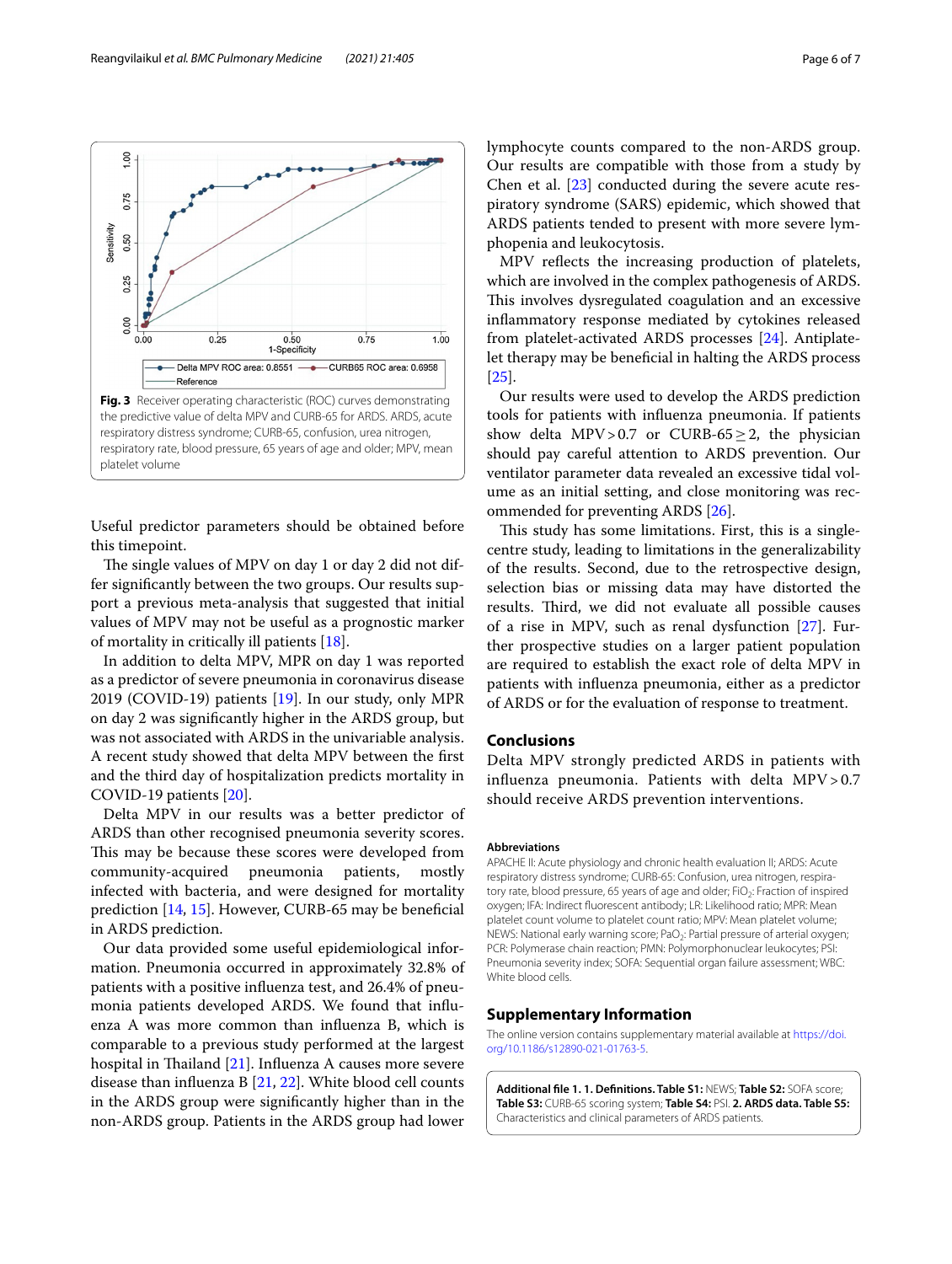**Fig. 3** Receiver operating characteristic (ROC) curves demonstrating the predictive value of delta MPV and CURB-65 for ARDS. ARDS, acute respiratory distress syndrome; CURB-65, confusion, urea nitrogen, respiratory rate, blood pressure, 65 years of age and older; MPV, mean platelet volume

Useful predictor parameters should be obtained before this timepoint.

The single values of MPV on day 1 or day 2 did not differ significantly between the two groups. Our results support a previous meta-analysis that suggested that initial values of MPV may not be useful as a prognostic marker of mortality in critically ill patients [18].

In addition to delta MPV, MPR on day 1 was reported as a predictor of severe pneumonia in coronavirus disease 2019 (COVID-19) patients [19]. In our study, only MPR on day 2 was significantly higher in the ARDS group, but was not associated with ARDS in the univariable analysis. A recent study showed that delta MPV between the first and the third day of hospitalization predicts mortality in COVID-19 patients [20].

Delta MPV in our results was a better predictor of ARDS than other recognised pneumonia severity scores. This may be because these scores were developed from community-acquired pneumonia patients, mostly infected with bacteria, and were designed for mortality prediction [14, 15]. However, CURB-65 may be beneficial in ARDS prediction.

Our data provided some useful epidemiological information. Pneumonia occurred in approximately 32.8% of patients with a positive influenza test, and 26.4% of pneumonia patients developed ARDS. We found that influenza A was more common than influenza B, which is comparable to a previous study performed at the largest hospital in Thailand [21]. Influenza A causes more severe disease than influenza B [21, 22]. White blood cell counts in the ARDS group were significantly higher than in the non-ARDS group. Patients in the ARDS group had lower lymphocyte counts compared to the non-ARDS group. Our results are compatible with those from a study by Chen et al. [23] conducted during the severe acute respiratory syndrome (SARS) epidemic, which showed that ARDS patients tended to present with more severe lymphopenia and leukocytosis.

MPV reflects the increasing production of platelets, which are involved in the complex pathogenesis of ARDS. This involves dysregulated coagulation and an excessive inflammatory response mediated by cytokines released from platelet-activated ARDS processes [24]. Antiplatelet therapy may be beneficial in halting the ARDS process [25].

Our results were used to develop the ARDS prediction tools for patients with influenza pneumonia. If patients show delta MPV > 0.7 or CURB-65 ≥ 2, the physician should pay careful attention to ARDS prevention. Our ventilator parameter data revealed an excessive tidal volume as an initial setting, and close monitoring was recommended for preventing ARDS [26].

This study has some limitations. First, this is a single-centre study, leading to limitations in the generalizability of the results. Second, due to the retrospective design, selection bias or missing data may have distorted the results. Third, we did not evaluate all possible causes of a rise in MPV, such as renal dysfunction [27]. Further prospective studies on a larger patient population are required to establish the exact role of delta MPV in patients with influenza pneumonia, either as a predictor of ARDS or for the evaluation of response to treatment.

## Conclusions

Delta MPV strongly predicted ARDS in patients with influenza pneumonia. Patients with delta MPV > 0.7 should receive ARDS prevention interventions.

### Abbreviations

APACHE II: Acute physiology and chronic health evaluation II; ARDS: Acute respiratory distress syndrome; CURB-65: Confusion, urea nitrogen, respiratory rate, blood pressure, 65 years of age and older; $FiO_2$: Fraction of inspired oxygen; IFA: Indirect fluorescent antibody; LR: Likelihood ratio; MPR: Mean platelet count volume to platelet count ratio; MPV: Mean platelet volume; NEWS: National early warning score; $PaO_2$: Partial pressure of arterial oxygen; PCR: Polymerase chain reaction; PMN: Polymorphonuclear leukocytes; PSI: Pneumonia severity index; SOFA: Sequential organ failure assessment; WBC: White blood cells.

## Supplementary Information

The online version contains supplementary material available at https://doi.org/10.1186/s12890-021-01763-5.

**Additional file 1. 1. Definitions. Table S1:** NEWS; **Table S2:** SOFA score; **Table S3:** CURB-65 scoring system; **Table S4:** PSI. **2. ARDS data. Table S5:** Characteristics and clinical parameters of ARDS patients.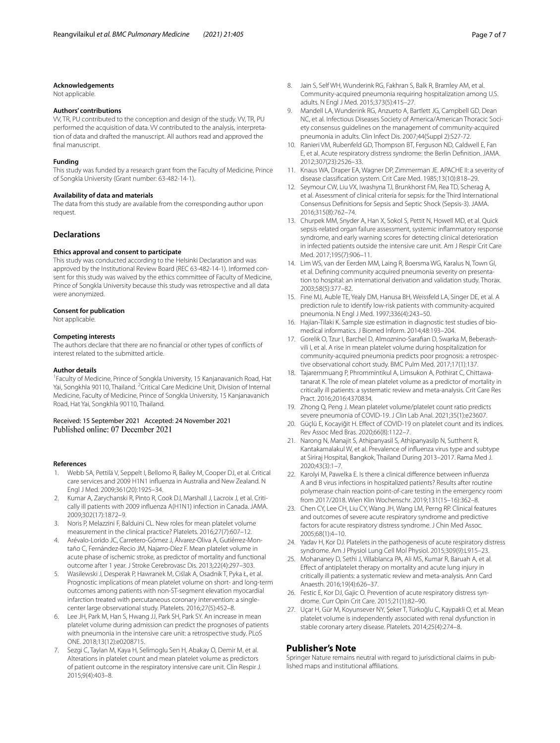#### Acknowledgements

Not applicable.

#### Authors' contributions

VV, TR, PU contributed to the conception and design of the study. VV, TR, PU performed the acquisition of data. VV contributed to the analysis, interpretation of data and drafted the manuscript. All authors read and approved the final manuscript.

#### Funding

This study was funded by a research grant from the Faculty of Medicine, Prince of Songkla University (Grant number: 63-482-14-1).

#### Availability of data and materials

The data from this study are available from the corresponding author upon request.

## Declarations

#### Ethics approval and consent to participate

This study was conducted according to the Helsinki Declaration and was approved by the Institutional Review Board (REC 63-482-14-1). Informed consent for this study was waived by the ethics committee of Faculty of Medicine, Prince of Songkla University because this study was retrospective and all data were anonymized.

#### Consent for publication

Not applicable.

#### Competing interests

The authors declare that there are no financial or other types of conflicts of interest related to the submitted article.

#### Author details

[1] Faculty of Medicine, Prince of Songkla University, 15 Kanjanavanich Road, Hat Yai, Songkhla 90110, Thailand. [2] Critical Care Medicine Unit, Division of Internal Medicine, Faculty of Medicine, Prince of Songkla University, 15 Kanjanavanich Road, Hat Yai, Songkhla 90110, Thailand.

Received: 15 September 2021 Accepted: 24 November 2021
Published online: 07 December 2021

#### References

1. Webb SA, Pettilä V, Seppelt I, Bellomo R, Bailey M, Cooper DJ, et al. Critical care services and 2009 H1N1 influenza in Australia and New Zealand. N Engl J Med. 2009;361(20):1925–34.
2. Kumar A, Zarychanski R, Pinto R, Cook DJ, Marshall J, Lacroix J, et al. Critically ill patients with 2009 influenza A(H1N1) infection in Canada. JAMA. 2009;302(17):1872–9.
3. Noris P, Melazzini F, Balduini CL. New roles for mean platelet volume measurement in the clinical practice? Platelets. 2016;27(7):607–12.
4. Arévalo-Lorido JC, Carretero-Gómez J, Álvarez-Oliva A, Gutiérrez-Montaño C, Fernández-Recio JM, Najarro-Díez F. Mean platelet volume in acute phase of ischemic stroke, as predictor of mortality and functional outcome after 1 year. J Stroke Cerebrovasc Dis. 2013;22(4):297–303.
5. Wasilewski J, Desperak P, Hawranek M, Ciślak A, Osadnik T, Pyka Ł, et al. Prognostic implications of mean platelet volume on short- and long-term outcomes among patients with non-ST-segment elevation myocardial infarction treated with percutaneous coronary intervention: a single-center large observational study. Platelets. 2016;27(5):452–8.
6. Lee JH, Park M, Han S, Hwang JJ, Park SH, Park SY. An increase in mean platelet volume during admission can predict the prognoses of patients with pneumonia in the intensive care unit: a retrospective study. PLoS ONE. 2018;13(12):e0208715.
7. Sezgi C, Taylan M, Kaya H, Selimoglu Sen H, Abakay O, Demir M, et al. Alterations in platelet count and mean platelet volume as predictors of patient outcome in the respiratory intensive care unit. Clin Respir J. 2015;9(4):403–8.
8. Jain S, Self WH, Wunderink RG, Fakhran S, Balk R, Bramley AM, et al. Community-acquired pneumonia requiring hospitalization among U.S. adults. N Engl J Med. 2015;373(5):415–27.
9. Mandell LA, Wunderink RG, Anzueto A, Bartlett JG, Campbell GD, Dean NC, et al. Infectious Diseases Society of America/American Thoracic Society consensus guidelines on the management of community-acquired pneumonia in adults. Clin Infect Dis. 2007;44(Suppl 2):S27-72.
10. Ranieri VM, Rubenfeld GD, Thompson BT, Ferguson ND, Caldwell E, Fan E, et al. Acute respiratory distress syndrome: the Berlin Definition. JAMA. 2012;307(23):2526–33.
11. Knaus WA, Draper EA, Wagner DP, Zimmerman JE. APACHE II: a severity of disease classification system. Crit Care Med. 1985;13(10):818–29.
12. Seymour CW, Liu VX, Iwashyna TJ, Brunkhorst FM, Rea TD, Scherag A, et al. Assessment of clinical criteria for sepsis: for the Third International Consensus Definitions for Sepsis and Septic Shock (Sepsis-3). JAMA. 2016;315(8):762–74.
13. Churpek MM, Snyder A, Han X, Sokol S, Pettit N, Howell MD, et al. Quick sepsis-related organ failure assessment, systemic inflammatory response syndrome, and early warning scores for detecting clinical deterioration in infected patients outside the intensive care unit. Am J Respir Crit Care Med. 2017;195(7):906–11.
14. Lim WS, van der Eerden MM, Laing R, Boersma WG, Karalus N, Town GI, et al. Defining community acquired pneumonia severity on presentation to hospital: an international derivation and validation study. Thorax. 2003;58(5):377–82.
15. Fine MJ, Auble TE, Yealy DM, Hanusa BH, Weissfeld LA, Singer DE, et al. A prediction rule to identify low-risk patients with community-acquired pneumonia. N Engl J Med. 1997;336(4):243–50.
16. Hajian-Tilaki K. Sample size estimation in diagnostic test studies of biomedical informatics. J Biomed Inform. 2014;48:193–204.
17. Gorelik O, Tzur I, Barchel D, Almoznino-Sarafian D, Swarka M, Beberashvili I, et al. A rise in mean platelet volume during hospitalization for community-acquired pneumonia predicts poor prognosis: a retrospective observational cohort study. BMC Pulm Med. 2017;17(1):137.
18. Tajarernmuang P, Phrommintikul A, Limsukon A, Pothirat C, Chittawatanarat K. The role of mean platelet volume as a predictor of mortality in critically ill patients: a systematic review and meta-analysis. Crit Care Res Pract. 2016;2016:4370834.
19. Zhong Q, Peng J. Mean platelet volume/platelet count ratio predicts severe pneumonia of COVID-19. J Clin Lab Anal. 2021;35(1):e23607.
20. Güçlü E, Kocayiğit H. Effect of COVID-19 on platelet count and its indices. Rev Assoc Med Bras. 2020;66(8):1122–7.
21. Narong N, Manajit S, Athipanyasil S, Athipanyasilp N, Sutthent R, Kantakamalakul W, et al. Prevalence of influenza virus type and subtype at Siriraj Hospital, Bangkok, Thailand During 2013–2017. Rama Med J. 2020;43(3):1–7.
22. Karolyi M, Pawelka E. Is there a clinical difference between influenza A and B virus infections in hospitalized patients? Results after routine polymerase chain reaction point-of-care testing in the emergency room from 2017/2018. Wien Klin Wochenschr. 2019;131(15–16):362–8.
23. Chen CY, Lee CH, Liu CY, Wang JH, Wang LM, Perng RP. Clinical features and outcomes of severe acute respiratory syndrome and predictive factors for acute respiratory distress syndrome. J Chin Med Assoc. 2005;68(1):4–10.
24. Yadav H, Kor DJ. Platelets in the pathogenesis of acute respiratory distress syndrome. Am J Physiol Lung Cell Mol Physiol. 2015;309(9):L915–23.
25. Mohananey D, Sethi J, Villablanca PA, Ali MS, Kumar R, Baruah A, et al. Effect of antiplatelet therapy on mortality and acute lung injury in critically ill patients: a systematic review and meta-analysis. Ann Card Anaesth. 2016;19(4):626–37.
26. Festic E, Kor DJ, Gajic O. Prevention of acute respiratory distress syndrome. Curr Opin Crit Care. 2015;21(1):82–90.
27. Uçar H, Gür M, Koyunsever NY, Şeker T, Türkoğlu C, Kaypakli O, et al. Mean platelet volume is independently associated with renal dysfunction in stable coronary artery disease. Platelets. 2014;25(4):274–8.

## Publisher's Note

Springer Nature remains neutral with regard to jurisdictional claims in published maps and institutional affiliations.